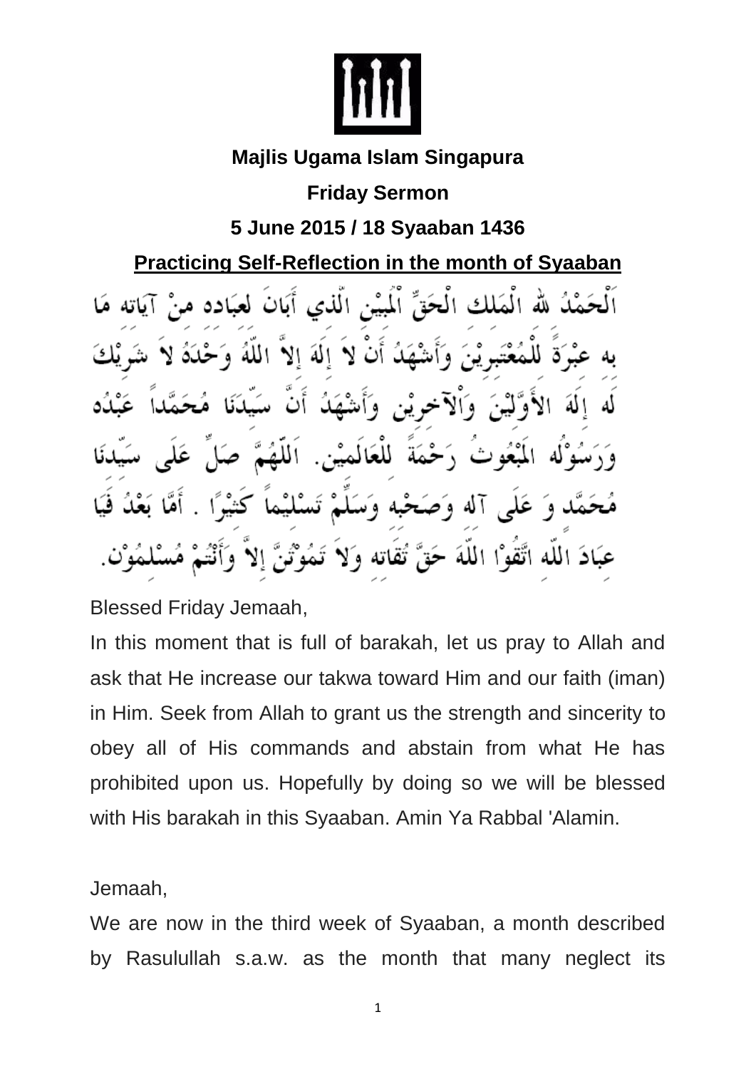**Majlis Ugama Islam Singapura**

**Friday Sermon**

**5 June 2015 / 18 Syaaban 1436**

## Practicing Self-Reflection in the month of Syaaban

اَلْحَمْدُ للهِ الْمَلِكِ الْحَقِّ الْمُبِيْنِ الَّذِي أَبَانَ لِعِبَادِهِ مِنْ آيَاتِهِ مَا بِهِ عِبْرَةً لِلْمُعْتَبِرِيْنَ وَأَشْهَدُ أَنْ لاَ إِلَهَ إِلاَّ اللَّهُ وَحْدَهُ لاَ شَرِيْكَ لَهُ إِلَهَ الأَوَّلِيْنَ وَالآخِرِيْنَ وَأَشْهَدُ أَنَّ سَيِّدَنَا مُحَمَّداً عَبْدُهُ وَرَسُوْلُهُ الْمَبْعُوثُ رَحْمَةً لِلْعَالَمِيْنَ. اَللَّهُمَّ صَلِّ عَلَى سَيِّدِنَا مُحَمَّدٍ وَ عَلَى آلِهِ وَصَحْبِهِ وَسَلِّمْ تَسْلِيْماً كَثِيْرًا . أَمَّا بَعْدُ فَيَا عِبَادَ اللَّهِ اتَّقُوْا اللَّهَ حَقَّ تُقَاتِهِ وَلاَ تَمُوْتُنَّ إِلاَّ وَأَنْتُمْ مُسْلِمُوْن.

Blessed Friday Jemaah,

In this moment that is full of barakah, let us pray to Allah and ask that He increase our takwa toward Him and our faith (iman) in Him. Seek from Allah to grant us the strength and sincerity to obey all of His commands and abstain from what He has prohibited upon us. Hopefully by doing so we will be blessed with His barakah in this Syaaban. Amin Ya Rabbal 'Alamin.

Jemaah,

We are now in the third week of Syaaban, a month described by Rasulullah s.a.w. as the month that many neglect its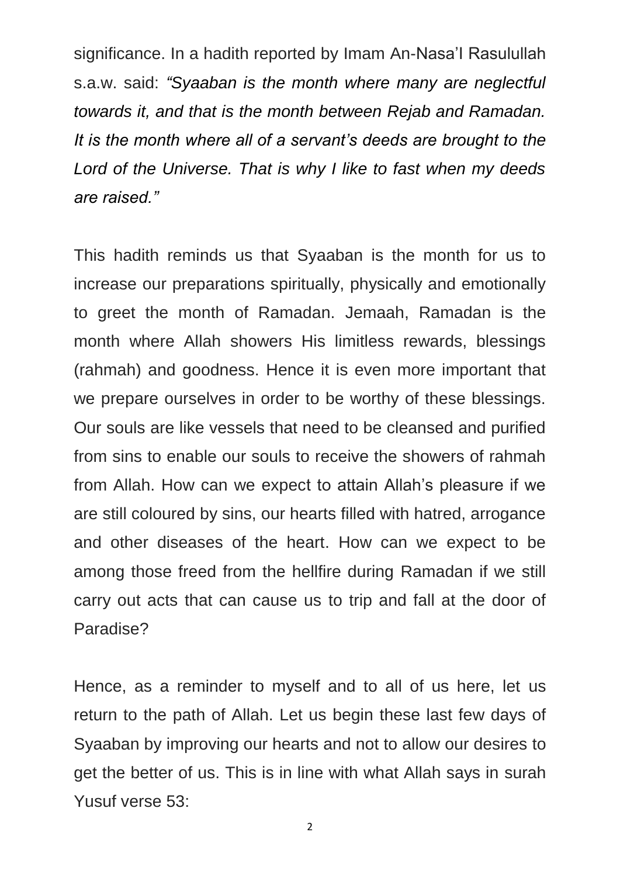significance. In a hadith reported by Imam An-Nasa'I Rasulullah s.a.w. said: *"Syaaban is the month where many are neglectful towards it, and that is the month between Rejab and Ramadan. It is the month where all of a servant's deeds are brought to the Lord of the Universe. That is why I like to fast when my deeds are raised."*

This hadith reminds us that Syaaban is the month for us to increase our preparations spiritually, physically and emotionally to greet the month of Ramadan. Jemaah, Ramadan is the month where Allah showers His limitless rewards, blessings (rahmah) and goodness. Hence it is even more important that we prepare ourselves in order to be worthy of these blessings. Our souls are like vessels that need to be cleansed and purified from sins to enable our souls to receive the showers of rahmah from Allah. How can we expect to attain Allah's pleasure if we are still coloured by sins, our hearts filled with hatred, arrogance and other diseases of the heart. How can we expect to be among those freed from the hellfire during Ramadan if we still carry out acts that can cause us to trip and fall at the door of Paradise?

Hence, as a reminder to myself and to all of us here, let us return to the path of Allah. Let us begin these last few days of Syaaban by improving our hearts and not to allow our desires to get the better of us. This is in line with what Allah says in surah Yusuf verse 53: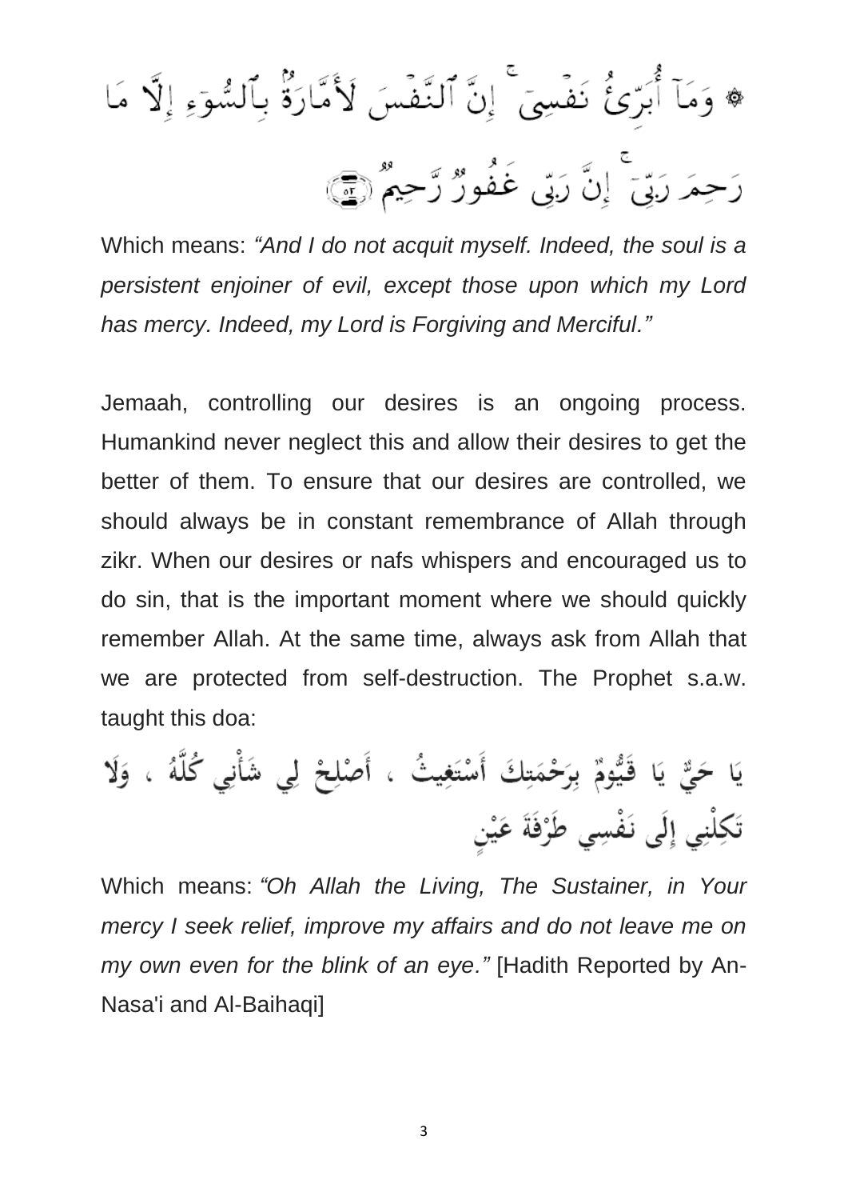۞ وَمَآ أُبَرِّئُ نَفۡسِيٓۚ إِنَّ ٱلنَّفۡسَ لَأَمَّارَةُۢ بِٱلسُّوٓءِ إِلَّا مَا رَحِمَ رَبِّيٓۚ إِنَّ رَبِّي غَفُورٞ رَّحِيمٞ ﴿٥٣﴾

Which means: *"And I do not acquit myself. Indeed, the soul is a persistent enjoiner of evil, except those upon which my Lord has mercy. Indeed, my Lord is Forgiving and Merciful."*

Jemaah, controlling our desires is an ongoing process. Humankind never neglect this and allow their desires to get the better of them. To ensure that our desires are controlled, we should always be in constant remembrance of Allah through zikr. When our desires or nafs whispers and encouraged us to do sin, that is the important moment where we should quickly remember Allah. At the same time, always ask from Allah that we are protected from self-destruction. The Prophet s.a.w. taught this doa:

يَا حَيُّ يَا قَيُّومُ بِرَحْمَتِكَ أَسْتَغِيثُ ، أَصْلِحْ لِي شَأْنِي كُلَّهُ ، وَلَا تَكِلْنِي إِلَى نَفْسِي طَرْفَةَ عَيْنٍ

Which means: *"Oh Allah the Living, The Sustainer, in Your mercy I seek relief, improve my affairs and do not leave me on my own even for the blink of an eye."* [Hadith Reported by An-Nasa'i and Al-Baihaqi]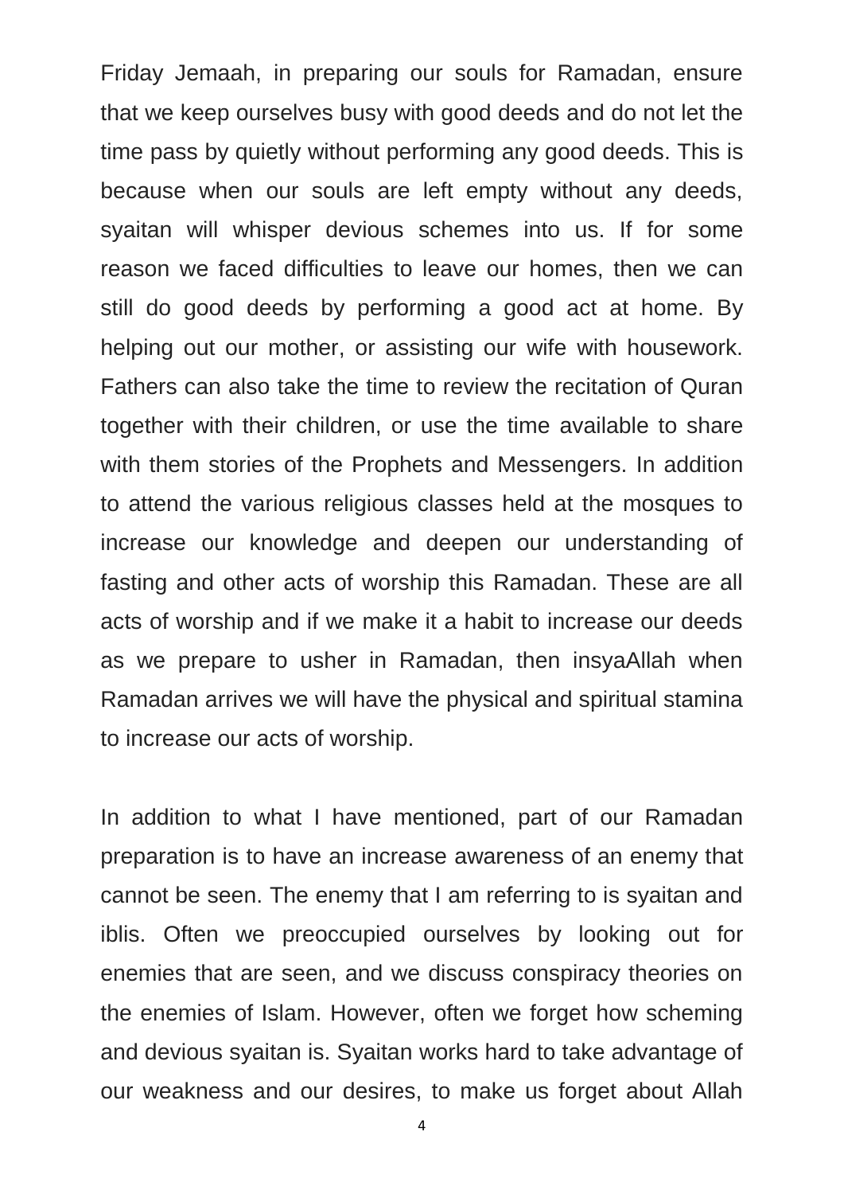Friday Jemaah, in preparing our souls for Ramadan, ensure that we keep ourselves busy with good deeds and do not let the time pass by quietly without performing any good deeds. This is because when our souls are left empty without any deeds, syaitan will whisper devious schemes into us. If for some reason we faced difficulties to leave our homes, then we can still do good deeds by performing a good act at home. By helping out our mother, or assisting our wife with housework. Fathers can also take the time to review the recitation of Quran together with their children, or use the time available to share with them stories of the Prophets and Messengers. In addition to attend the various religious classes held at the mosques to increase our knowledge and deepen our understanding of fasting and other acts of worship this Ramadan. These are all acts of worship and if we make it a habit to increase our deeds as we prepare to usher in Ramadan, then insyaAllah when Ramadan arrives we will have the physical and spiritual stamina to increase our acts of worship.

In addition to what I have mentioned, part of our Ramadan preparation is to have an increase awareness of an enemy that cannot be seen. The enemy that I am referring to is syaitan and iblis. Often we preoccupied ourselves by looking out for enemies that are seen, and we discuss conspiracy theories on the enemies of Islam. However, often we forget how scheming and devious syaitan is. Syaitan works hard to take advantage of our weakness and our desires, to make us forget about Allah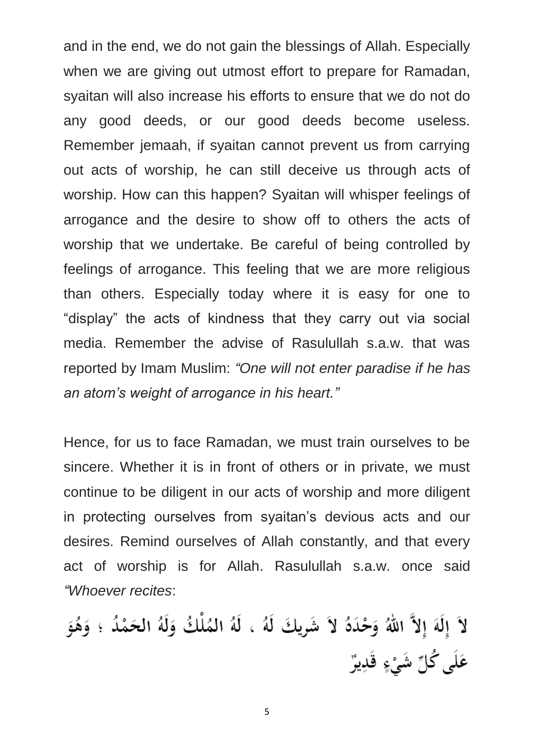and in the end, we do not gain the blessings of Allah. Especially when we are giving out utmost effort to prepare for Ramadan, syaitan will also increase his efforts to ensure that we do not do any good deeds, or our good deeds become useless. Remember jemaah, if syaitan cannot prevent us from carrying out acts of worship, he can still deceive us through acts of worship. How can this happen? Syaitan will whisper feelings of arrogance and the desire to show off to others the acts of worship that we undertake. Be careful of being controlled by feelings of arrogance. This feeling that we are more religious than others. Especially today where it is easy for one to "display" the acts of kindness that they carry out via social media. Remember the advise of Rasulullah s.a.w. that was reported by Imam Muslim: *"One will not enter paradise if he has an atom's weight of arrogance in his heart."*

Hence, for us to face Ramadan, we must train ourselves to be sincere. Whether it is in front of others or in private, we must continue to be diligent in our acts of worship and more diligent in protecting ourselves from syaitan's devious acts and our desires. Remind ourselves of Allah constantly, and that every act of worship is for Allah. Rasulullah s.a.w. once said *"Whoever recites*:

لاَ إِلَهَ إِلاَّ اللَّهُ وَحْدَهُ لاَ شَرِيكَ لَهُ ، لَهُ الْمُلْكُ وَلَهُ الحَمْدُ ؛ وَهُوَ عَلَى كُلِّ شَيْءٍ قَدِيرٌ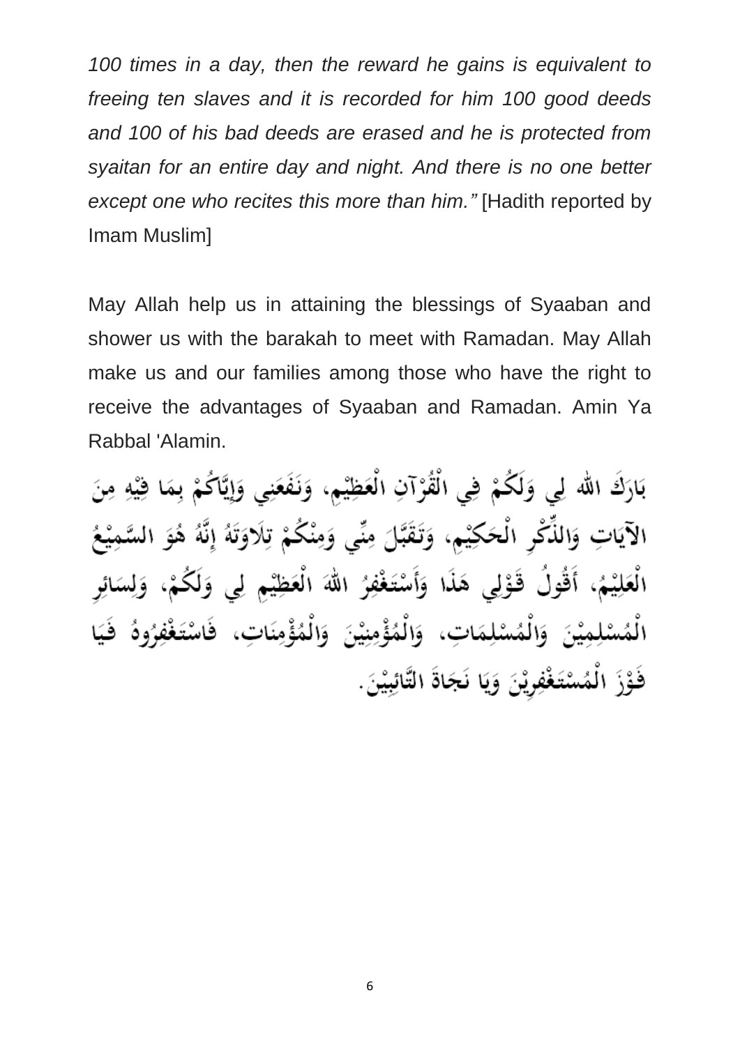*100 times in a day, then the reward he gains is equivalent to freeing ten slaves and it is recorded for him 100 good deeds and 100 of his bad deeds are erased and he is protected from syaitan for an entire day and night. And there is no one better except one who recites this more than him."* [Hadith reported by Imam Muslim]

May Allah help us in attaining the blessings of Syaaban and shower us with the barakah to meet with Ramadan. May Allah make us and our families among those who have the right to receive the advantages of Syaaban and Ramadan. Amin Ya Rabbal 'Alamin.

بَارَكَ اللهُ لِي وَلَكُمْ فِي الْقُرْآنِ الْعَظِيْمِ، وَنَفَعَنِي وَإِيَّاكُمْ بِمَا فِيْهِ مِنَ الآيَاتِ وَالذِّكْرِ الْحَكِيْمِ، وَتَقَبَّلَ مِنِّي وَمِنْكُمْ تِلَاوَتَهُ إِنَّهُ هُوَ السَّمِيْعُ الْعَلِيْمُ، أَقُولُ قَوْلِي هَذَا وَأَسْتَغْفِرُ اللهَ الْعَظِيْمَ لِي وَلَكُمْ، وَلِسَائِرِ الْمُسْلِمِيْنَ وَالْمُسْلِمَاتِ، وَالْمُؤْمِنِيْنَ وَالْمُؤْمِنَاتِ، فَاسْتَغْفِرُوهُ فَيَا فَوْزَ الْمُسْتَغْفِرِيْنَ وَيَا نَجَاةَ التَّائِبِيْنَ.